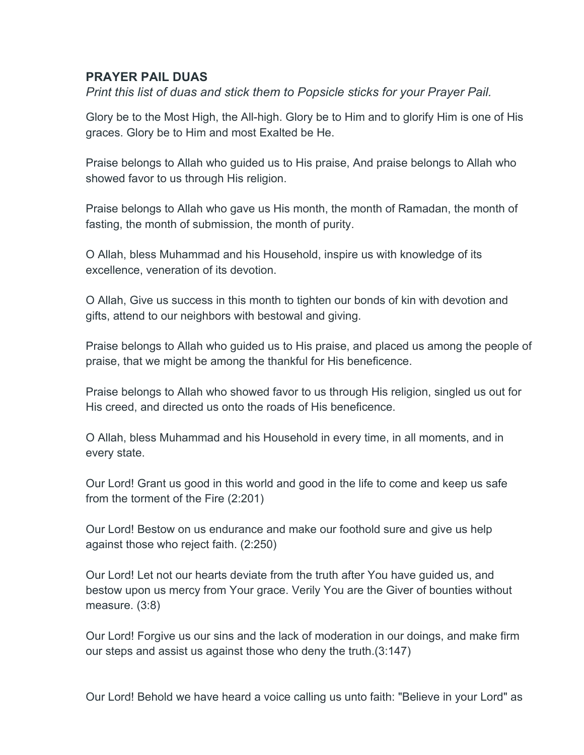**PRAYER PAIL DUAS**

*Print this list of duas and stick them to Popsicle sticks for your Prayer Pail.*

Glory be to the Most High, the All-high. Glory be to Him and to glorify Him is one of His graces. Glory be to Him and most Exalted be He.

Praise belongs to Allah who guided us to His praise, And praise belongs to Allah who showed favor to us through His religion.

Praise belongs to Allah who gave us His month, the month of Ramadan, the month of fasting, the month of submission, the month of purity.

O Allah, bless Muhammad and his Household, inspire us with knowledge of its excellence, veneration of its devotion.

O Allah, Give us success in this month to tighten our bonds of kin with devotion and gifts, attend to our neighbors with bestowal and giving.

Praise belongs to Allah who guided us to His praise, and placed us among the people of praise, that we might be among the thankful for His beneficence.

Praise belongs to Allah who showed favor to us through His religion, singled us out for His creed, and directed us onto the roads of His beneficence.

O Allah, bless Muhammad and his Household in every time, in all moments, and in every state.

Our Lord! Grant us good in this world and good in the life to come and keep us safe from the torment of the Fire (2:201)

Our Lord! Bestow on us endurance and make our foothold sure and give us help against those who reject faith. (2:250)

Our Lord! Let not our hearts deviate from the truth after You have guided us, and bestow upon us mercy from Your grace. Verily You are the Giver of bounties without measure. (3:8)

Our Lord! Forgive us our sins and the lack of moderation in our doings, and make firm our steps and assist us against those who deny the truth.(3:147)

Our Lord! Behold we have heard a voice calling us unto faith: "Believe in your Lord" as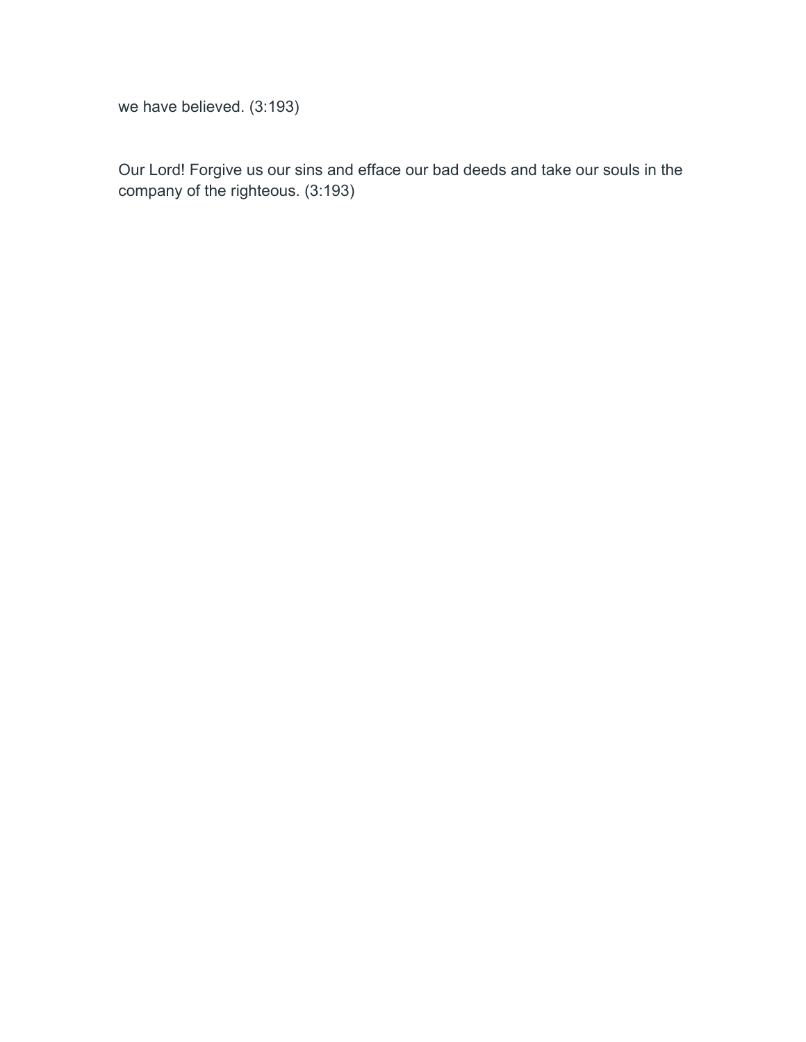we have believed. (3:193)

Our Lord! Forgive us our sins and efface our bad deeds and take our souls in the company of the righteous. (3:193)